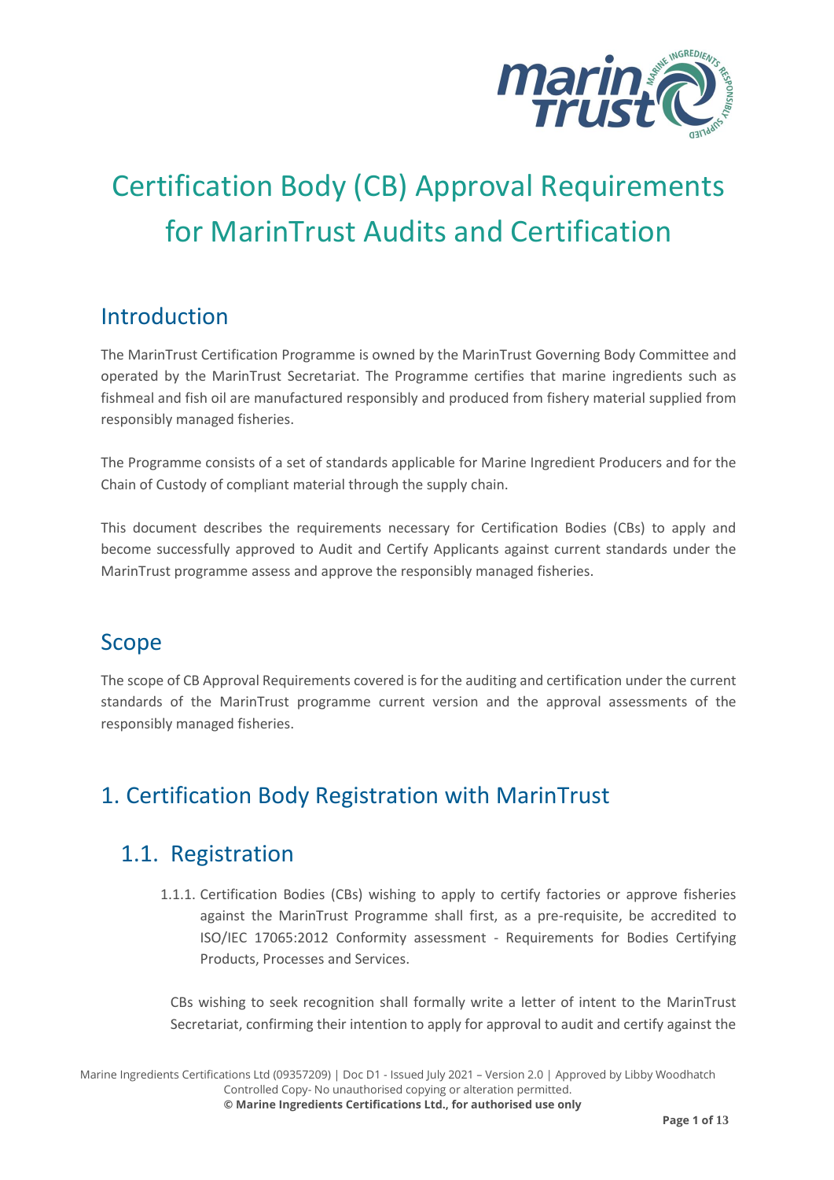# Certification Body (CB) Approval Requirements for MarinTrust Audits and Certification

## Introduction

The MarinTrust Certification Programme is owned by the MarinTrust Governing Body Committee and operated by the MarinTrust Secretariat. The Programme certifies that marine ingredients such as fishmeal and fish oil are manufactured responsibly and produced from fishery material supplied from responsibly managed fisheries.

The Programme consists of a set of standards applicable for Marine Ingredient Producers and for the Chain of Custody of compliant material through the supply chain.

This document describes the requirements necessary for Certification Bodies (CBs) to apply and become successfully approved to Audit and Certify Applicants against current standards under the MarinTrust programme assess and approve the responsibly managed fisheries.

## Scope

The scope of CB Approval Requirements covered is for the auditing and certification under the current standards of the MarinTrust programme current version and the approval assessments of the responsibly managed fisheries.

## 1. Certification Body Registration with MarinTrust

### 1.1. Registration

1.1.1. Certification Bodies (CBs) wishing to apply to certify factories or approve fisheries against the MarinTrust Programme shall first, as a pre-requisite, be accredited to ISO/IEC 17065:2012 Conformity assessment - Requirements for Bodies Certifying Products, Processes and Services.

CBs wishing to seek recognition shall formally write a letter of intent to the MarinTrust Secretariat, confirming their intention to apply for approval to audit and certify against the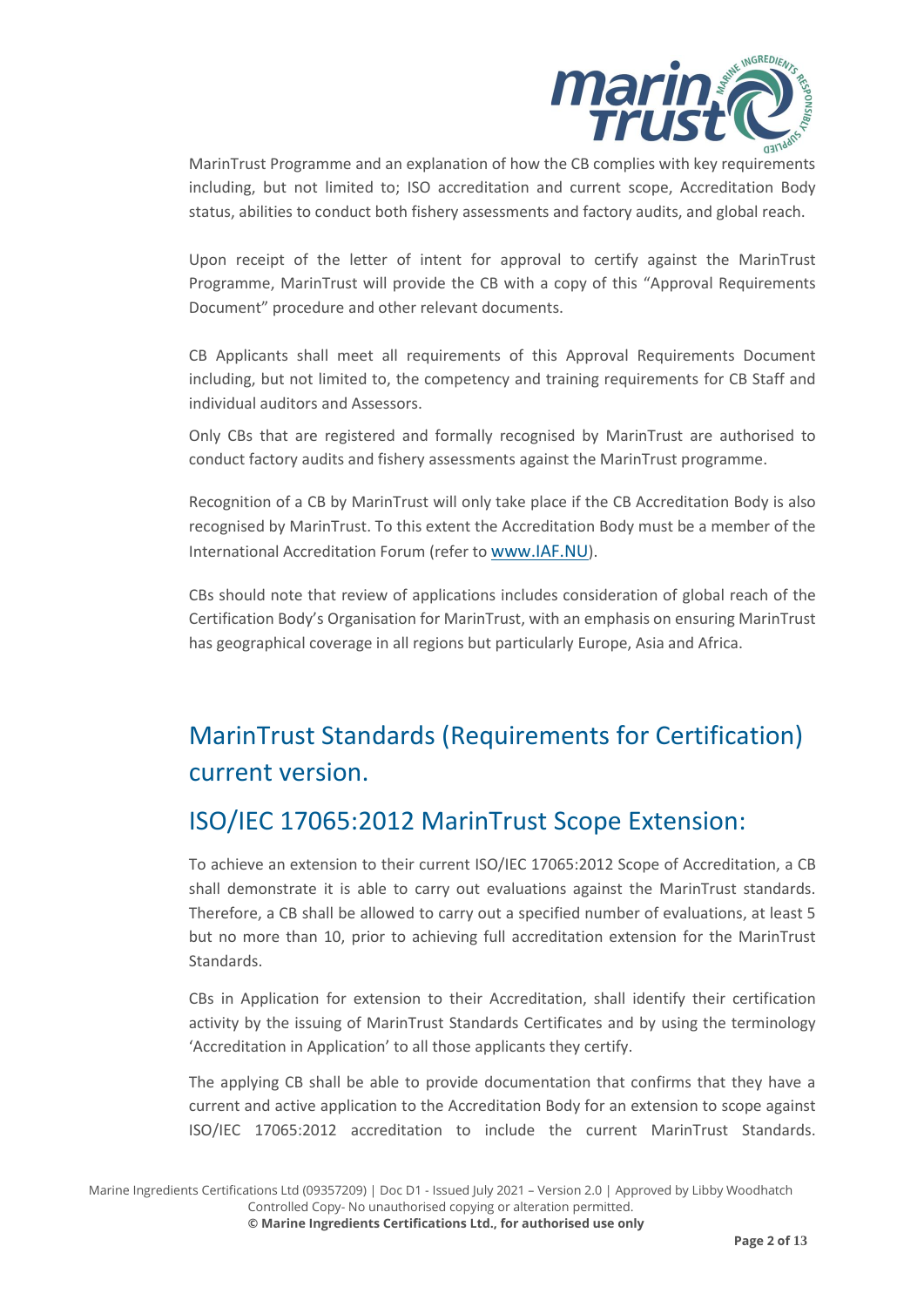MarinTrust Programme and an explanation of how the CB complies with key requirements including, but not limited to; ISO accreditation and current scope, Accreditation Body status, abilities to conduct both fishery assessments and factory audits, and global reach.

Upon receipt of the letter of intent for approval to certify against the MarinTrust Programme, MarinTrust will provide the CB with a copy of this "Approval Requirements Document" procedure and other relevant documents.

CB Applicants shall meet all requirements of this Approval Requirements Document including, but not limited to, the competency and training requirements for CB Staff and individual auditors and Assessors.

Only CBs that are registered and formally recognised by MarinTrust are authorised to conduct factory audits and fishery assessments against the MarinTrust programme.

Recognition of a CB by MarinTrust will only take place if the CB Accreditation Body is also recognised by MarinTrust. To this extent the Accreditation Body must be a member of the International Accreditation Forum (refer to www.IAF.NU).

CBs should note that review of applications includes consideration of global reach of the Certification Body's Organisation for MarinTrust, with an emphasis on ensuring MarinTrust has geographical coverage in all regions but particularly Europe, Asia and Africa.

## MarinTrust Standards (Requirements for Certification) current version.

## ISO/IEC 17065:2012 MarinTrust Scope Extension:

To achieve an extension to their current ISO/IEC 17065:2012 Scope of Accreditation, a CB shall demonstrate it is able to carry out evaluations against the MarinTrust standards. Therefore, a CB shall be allowed to carry out a specified number of evaluations, at least 5 but no more than 10, prior to achieving full accreditation extension for the MarinTrust Standards.

CBs in Application for extension to their Accreditation, shall identify their certification activity by the issuing of MarinTrust Standards Certificates and by using the terminology 'Accreditation in Application' to all those applicants they certify.

The applying CB shall be able to provide documentation that confirms that they have a current and active application to the Accreditation Body for an extension to scope against ISO/IEC 17065:2012 accreditation to include the current MarinTrust Standards.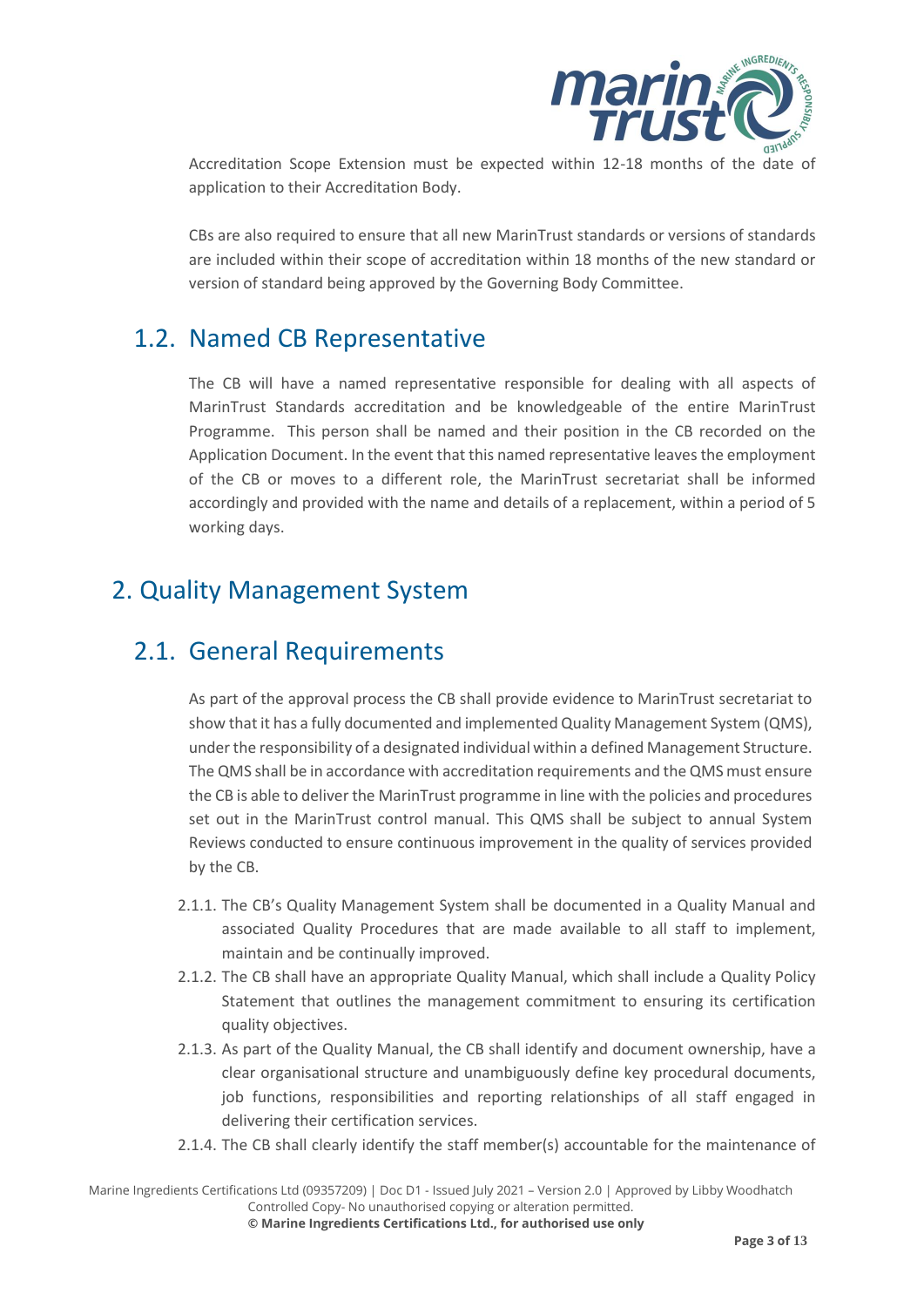Accreditation Scope Extension must be expected within 12-18 months of the date of application to their Accreditation Body.

CBs are also required to ensure that all new MarinTrust standards or versions of standards are included within their scope of accreditation within 18 months of the new standard or version of standard being approved by the Governing Body Committee.

## 1.2. Named CB Representative

The CB will have a named representative responsible for dealing with all aspects of MarinTrust Standards accreditation and be knowledgeable of the entire MarinTrust Programme. This person shall be named and their position in the CB recorded on the Application Document. In the event that this named representative leaves the employment of the CB or moves to a different role, the MarinTrust secretariat shall be informed accordingly and provided with the name and details of a replacement, within a period of 5 working days.

# 2. Quality Management System

## 2.1. General Requirements

As part of the approval process the CB shall provide evidence to MarinTrust secretariat to show that it has a fully documented and implemented Quality Management System (QMS), under the responsibility of a designated individual within a defined Management Structure. The QMS shall be in accordance with accreditation requirements and the QMS must ensure the CB is able to deliver the MarinTrust programme in line with the policies and procedures set out in the MarinTrust control manual. This QMS shall be subject to annual System Reviews conducted to ensure continuous improvement in the quality of services provided by the CB.

2.1.1. The CB's Quality Management System shall be documented in a Quality Manual and associated Quality Procedures that are made available to all staff to implement, maintain and be continually improved.

2.1.2. The CB shall have an appropriate Quality Manual, which shall include a Quality Policy Statement that outlines the management commitment to ensuring its certification quality objectives.

2.1.3. As part of the Quality Manual, the CB shall identify and document ownership, have a clear organisational structure and unambiguously define key procedural documents, job functions, responsibilities and reporting relationships of all staff engaged in delivering their certification services.

2.1.4. The CB shall clearly identify the staff member(s) accountable for the maintenance of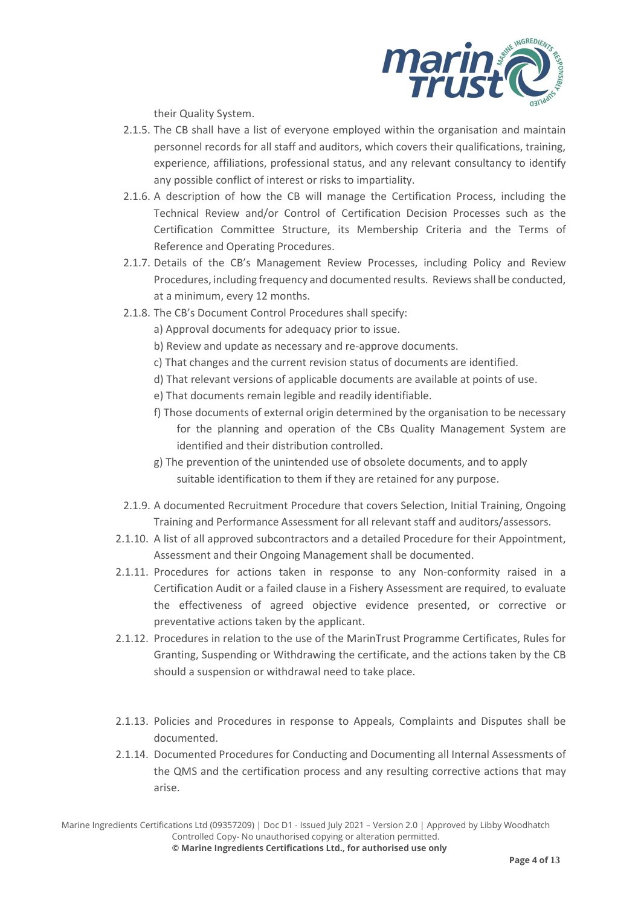their Quality System.

2.1.5. The CB shall have a list of everyone employed within the organisation and maintain personnel records for all staff and auditors, which covers their qualifications, training, experience, affiliations, professional status, and any relevant consultancy to identify any possible conflict of interest or risks to impartiality.

2.1.6. A description of how the CB will manage the Certification Process, including the Technical Review and/or Control of Certification Decision Processes such as the Certification Committee Structure, its Membership Criteria and the Terms of Reference and Operating Procedures.

2.1.7. Details of the CB's Management Review Processes, including Policy and Review Procedures, including frequency and documented results. Reviews shall be conducted, at a minimum, every 12 months.

2.1.8. The CB's Document Control Procedures shall specify:

a) Approval documents for adequacy prior to issue.

b) Review and update as necessary and re-approve documents.

c) That changes and the current revision status of documents are identified.

d) That relevant versions of applicable documents are available at points of use.

e) That documents remain legible and readily identifiable.

f) Those documents of external origin determined by the organisation to be necessary for the planning and operation of the CBs Quality Management System are identified and their distribution controlled.

g) The prevention of the unintended use of obsolete documents, and to apply suitable identification to them if they are retained for any purpose.

2.1.9. A documented Recruitment Procedure that covers Selection, Initial Training, Ongoing Training and Performance Assessment for all relevant staff and auditors/assessors.

2.1.10. A list of all approved subcontractors and a detailed Procedure for their Appointment, Assessment and their Ongoing Management shall be documented.

2.1.11. Procedures for actions taken in response to any Non-conformity raised in a Certification Audit or a failed clause in a Fishery Assessment are required, to evaluate the effectiveness of agreed objective evidence presented, or corrective or preventative actions taken by the applicant.

2.1.12. Procedures in relation to the use of the MarinTrust Programme Certificates, Rules for Granting, Suspending or Withdrawing the certificate, and the actions taken by the CB should a suspension or withdrawal need to take place.

2.1.13. Policies and Procedures in response to Appeals, Complaints and Disputes shall be documented.

2.1.14. Documented Procedures for Conducting and Documenting all Internal Assessments of the QMS and the certification process and any resulting corrective actions that may arise.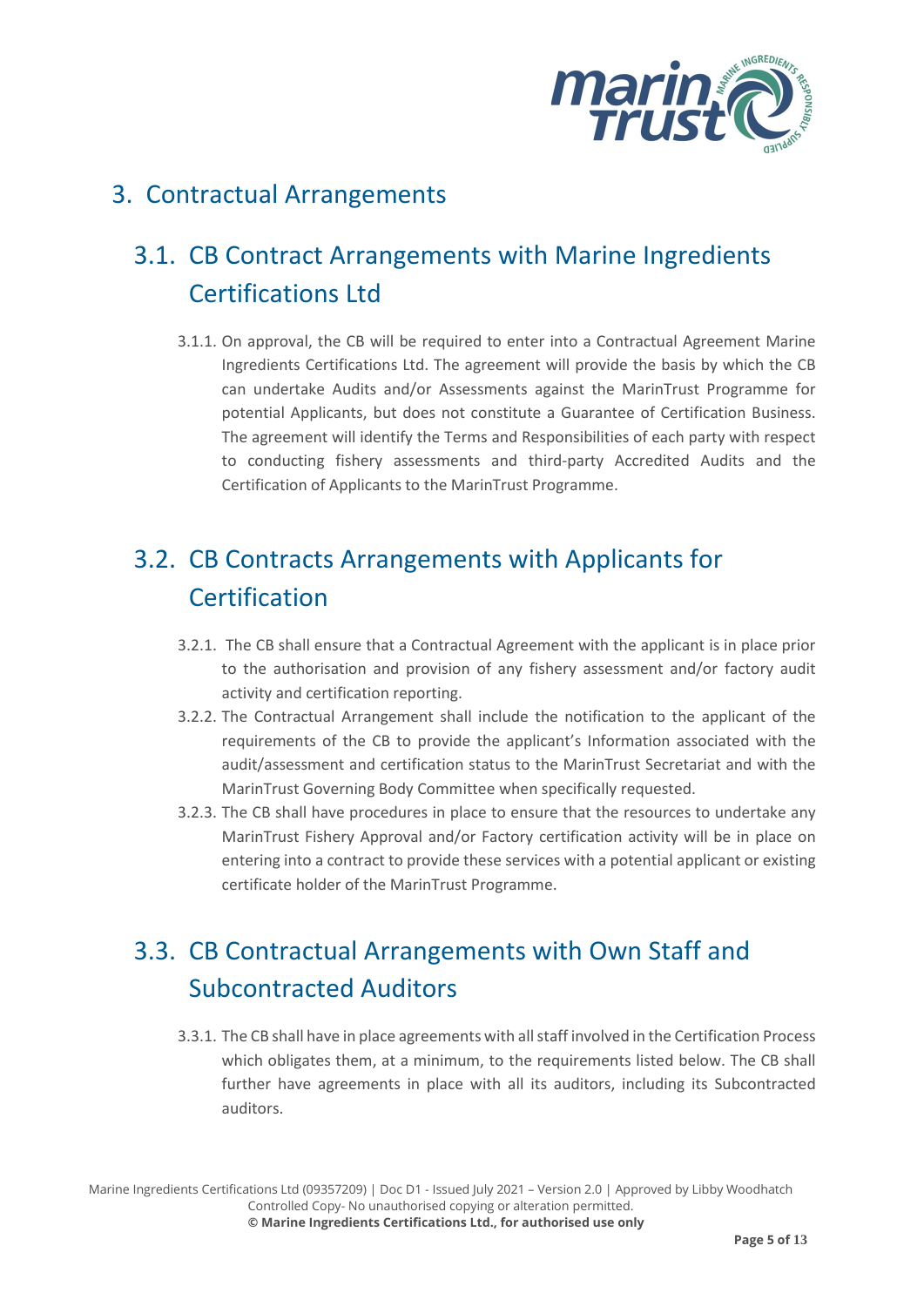# 3. Contractual Arrangements

## 3.1. CB Contract Arrangements with Marine Ingredients Certifications Ltd

3.1.1. On approval, the CB will be required to enter into a Contractual Agreement Marine Ingredients Certifications Ltd. The agreement will provide the basis by which the CB can undertake Audits and/or Assessments against the MarinTrust Programme for potential Applicants, but does not constitute a Guarantee of Certification Business. The agreement will identify the Terms and Responsibilities of each party with respect to conducting fishery assessments and third-party Accredited Audits and the Certification of Applicants to the MarinTrust Programme.

## 3.2. CB Contracts Arrangements with Applicants for Certification

3.2.1. The CB shall ensure that a Contractual Agreement with the applicant is in place prior to the authorisation and provision of any fishery assessment and/or factory audit activity and certification reporting.

3.2.2. The Contractual Arrangement shall include the notification to the applicant of the requirements of the CB to provide the applicant's Information associated with the audit/assessment and certification status to the MarinTrust Secretariat and with the MarinTrust Governing Body Committee when specifically requested.

3.2.3. The CB shall have procedures in place to ensure that the resources to undertake any MarinTrust Fishery Approval and/or Factory certification activity will be in place on entering into a contract to provide these services with a potential applicant or existing certificate holder of the MarinTrust Programme.

## 3.3. CB Contractual Arrangements with Own Staff and Subcontracted Auditors

3.3.1. The CB shall have in place agreements with all staff involved in the Certification Process which obligates them, at a minimum, to the requirements listed below. The CB shall further have agreements in place with all its auditors, including its Subcontracted auditors.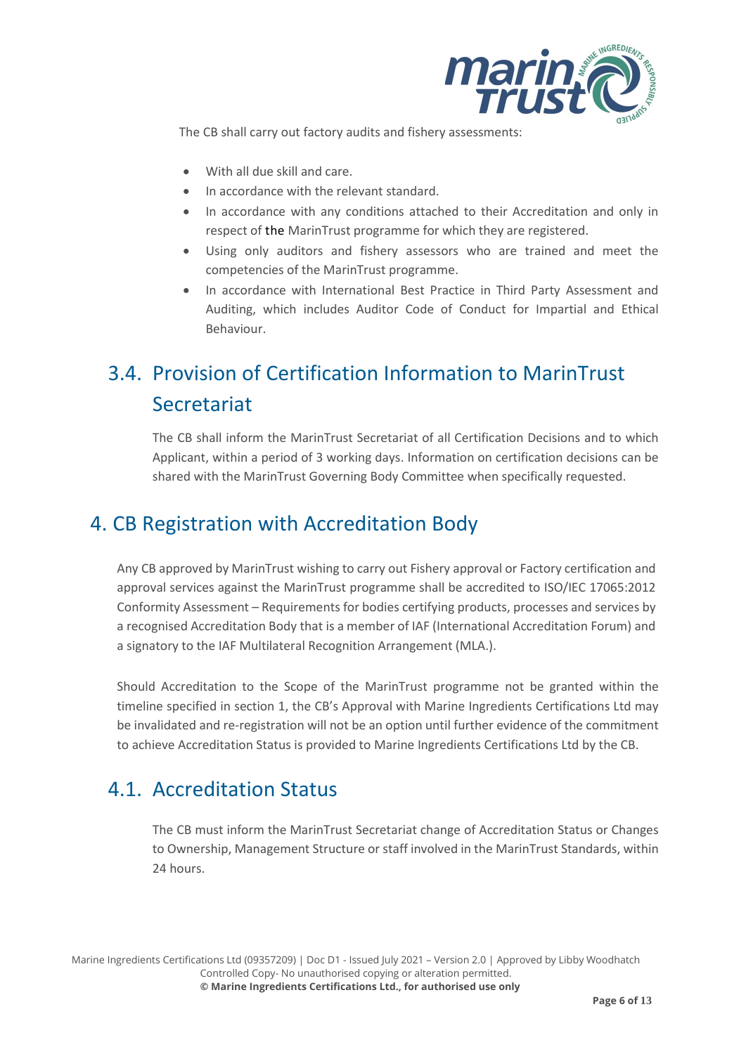The CB shall carry out factory audits and fishery assessments:

- With all due skill and care.
- In accordance with the relevant standard.
- In accordance with any conditions attached to their Accreditation and only in respect of the MarinTrust programme for which they are registered.
- Using only auditors and fishery assessors who are trained and meet the competencies of the MarinTrust programme.
- In accordance with International Best Practice in Third Party Assessment and Auditing, which includes Auditor Code of Conduct for Impartial and Ethical Behaviour.

## 3.4. Provision of Certification Information to MarinTrust Secretariat

The CB shall inform the MarinTrust Secretariat of all Certification Decisions and to which Applicant, within a period of 3 working days. Information on certification decisions can be shared with the MarinTrust Governing Body Committee when specifically requested.

# 4. CB Registration with Accreditation Body

Any CB approved by MarinTrust wishing to carry out Fishery approval or Factory certification and approval services against the MarinTrust programme shall be accredited to ISO/IEC 17065:2012 Conformity Assessment – Requirements for bodies certifying products, processes and services by a recognised Accreditation Body that is a member of IAF (International Accreditation Forum) and a signatory to the IAF Multilateral Recognition Arrangement (MLA.).

Should Accreditation to the Scope of the MarinTrust programme not be granted within the timeline specified in section 1, the CB's Approval with Marine Ingredients Certifications Ltd may be invalidated and re-registration will not be an option until further evidence of the commitment to achieve Accreditation Status is provided to Marine Ingredients Certifications Ltd by the CB.

## 4.1. Accreditation Status

The CB must inform the MarinTrust Secretariat change of Accreditation Status or Changes to Ownership, Management Structure or staff involved in the MarinTrust Standards, within 24 hours.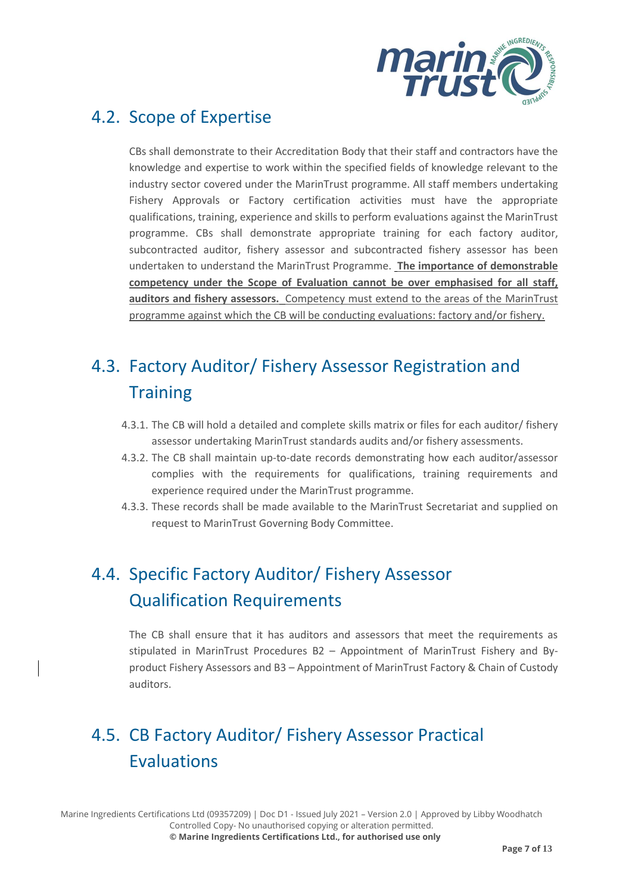## 4.2. Scope of Expertise

CBs shall demonstrate to their Accreditation Body that their staff and contractors have the knowledge and expertise to work within the specified fields of knowledge relevant to the industry sector covered under the MarinTrust programme. All staff members undertaking Fishery Approvals or Factory certification activities must have the appropriate qualifications, training, experience and skills to perform evaluations against the MarinTrust programme. CBs shall demonstrate appropriate training for each factory auditor, subcontracted auditor, fishery assessor and subcontracted fishery assessor has been undertaken to understand the MarinTrust Programme. **<u>The importance of demonstrable competency under the Scope of Evaluation cannot be over emphasised for all staff, auditors and fishery assessors.</u>** <u>Competency must extend to the areas of the MarinTrust programme against which the CB will be conducting evaluations: factory and/or fishery.</u>

## 4.3. Factory Auditor/ Fishery Assessor Registration and Training

4.3.1. The CB will hold a detailed and complete skills matrix or files for each auditor/ fishery assessor undertaking MarinTrust standards audits and/or fishery assessments.

4.3.2. The CB shall maintain up-to-date records demonstrating how each auditor/assessor complies with the requirements for qualifications, training requirements and experience required under the MarinTrust programme.

4.3.3. These records shall be made available to the MarinTrust Secretariat and supplied on request to MarinTrust Governing Body Committee.

## 4.4. Specific Factory Auditor/ Fishery Assessor Qualification Requirements

The CB shall ensure that it has auditors and assessors that meet the requirements as stipulated in MarinTrust Procedures B2 – Appointment of MarinTrust Fishery and By-product Fishery Assessors and B3 – Appointment of MarinTrust Factory & Chain of Custody auditors.

## 4.5. CB Factory Auditor/ Fishery Assessor Practical Evaluations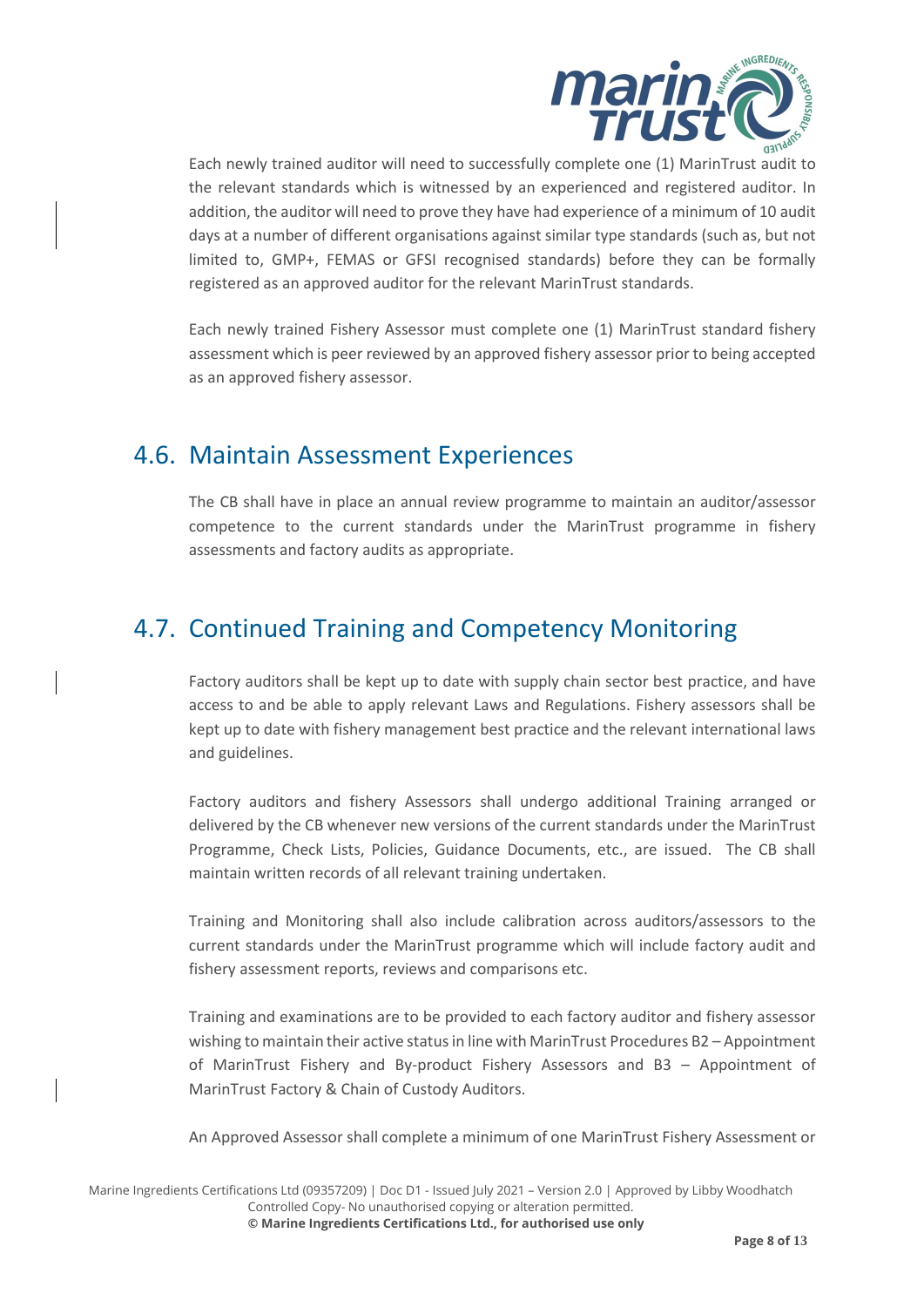Each newly trained auditor will need to successfully complete one (1) MarinTrust audit to the relevant standards which is witnessed by an experienced and registered auditor. In addition, the auditor will need to prove they have had experience of a minimum of 10 audit days at a number of different organisations against similar type standards (such as, but not limited to, GMP+, FEMAS or GFSI recognised standards) before they can be formally registered as an approved auditor for the relevant MarinTrust standards.

Each newly trained Fishery Assessor must complete one (1) MarinTrust standard fishery assessment which is peer reviewed by an approved fishery assessor prior to being accepted as an approved fishery assessor.

## 4.6. Maintain Assessment Experiences

The CB shall have in place an annual review programme to maintain an auditor/assessor competence to the current standards under the MarinTrust programme in fishery assessments and factory audits as appropriate.

## 4.7. Continued Training and Competency Monitoring

Factory auditors shall be kept up to date with supply chain sector best practice, and have access to and be able to apply relevant Laws and Regulations. Fishery assessors shall be kept up to date with fishery management best practice and the relevant international laws and guidelines.

Factory auditors and fishery Assessors shall undergo additional Training arranged or delivered by the CB whenever new versions of the current standards under the MarinTrust Programme, Check Lists, Policies, Guidance Documents, etc., are issued. The CB shall maintain written records of all relevant training undertaken.

Training and Monitoring shall also include calibration across auditors/assessors to the current standards under the MarinTrust programme which will include factory audit and fishery assessment reports, reviews and comparisons etc.

Training and examinations are to be provided to each factory auditor and fishery assessor wishing to maintain their active status in line with MarinTrust Procedures B2 – Appointment of MarinTrust Fishery and By-product Fishery Assessors and B3 – Appointment of MarinTrust Factory & Chain of Custody Auditors.

An Approved Assessor shall complete a minimum of one MarinTrust Fishery Assessment or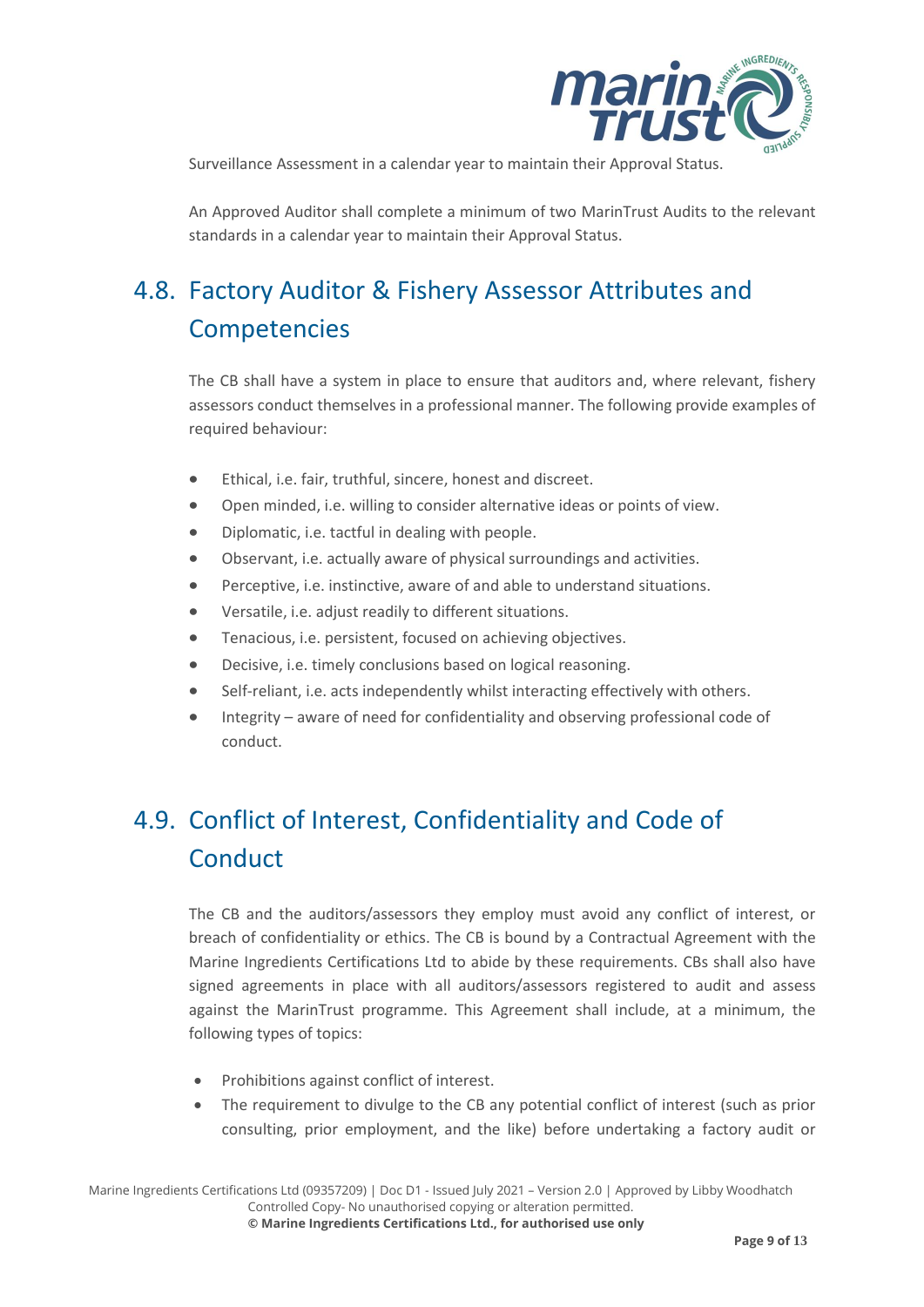Surveillance Assessment in a calendar year to maintain their Approval Status.

An Approved Auditor shall complete a minimum of two MarinTrust Audits to the relevant standards in a calendar year to maintain their Approval Status.

## 4.8. Factory Auditor & Fishery Assessor Attributes and Competencies

The CB shall have a system in place to ensure that auditors and, where relevant, fishery assessors conduct themselves in a professional manner. The following provide examples of required behaviour:

- Ethical, i.e. fair, truthful, sincere, honest and discreet.
- Open minded, i.e. willing to consider alternative ideas or points of view.
- Diplomatic, i.e. tactful in dealing with people.
- Observant, i.e. actually aware of physical surroundings and activities.
- Perceptive, i.e. instinctive, aware of and able to understand situations.
- Versatile, i.e. adjust readily to different situations.
- Tenacious, i.e. persistent, focused on achieving objectives.
- Decisive, i.e. timely conclusions based on logical reasoning.
- Self-reliant, i.e. acts independently whilst interacting effectively with others.
- Integrity – aware of need for confidentiality and observing professional code of conduct.

## 4.9. Conflict of Interest, Confidentiality and Code of Conduct

The CB and the auditors/assessors they employ must avoid any conflict of interest, or breach of confidentiality or ethics. The CB is bound by a Contractual Agreement with the Marine Ingredients Certifications Ltd to abide by these requirements. CBs shall also have signed agreements in place with all auditors/assessors registered to audit and assess against the MarinTrust programme. This Agreement shall include, at a minimum, the following types of topics:

- Prohibitions against conflict of interest.
- The requirement to divulge to the CB any potential conflict of interest (such as prior consulting, prior employment, and the like) before undertaking a factory audit or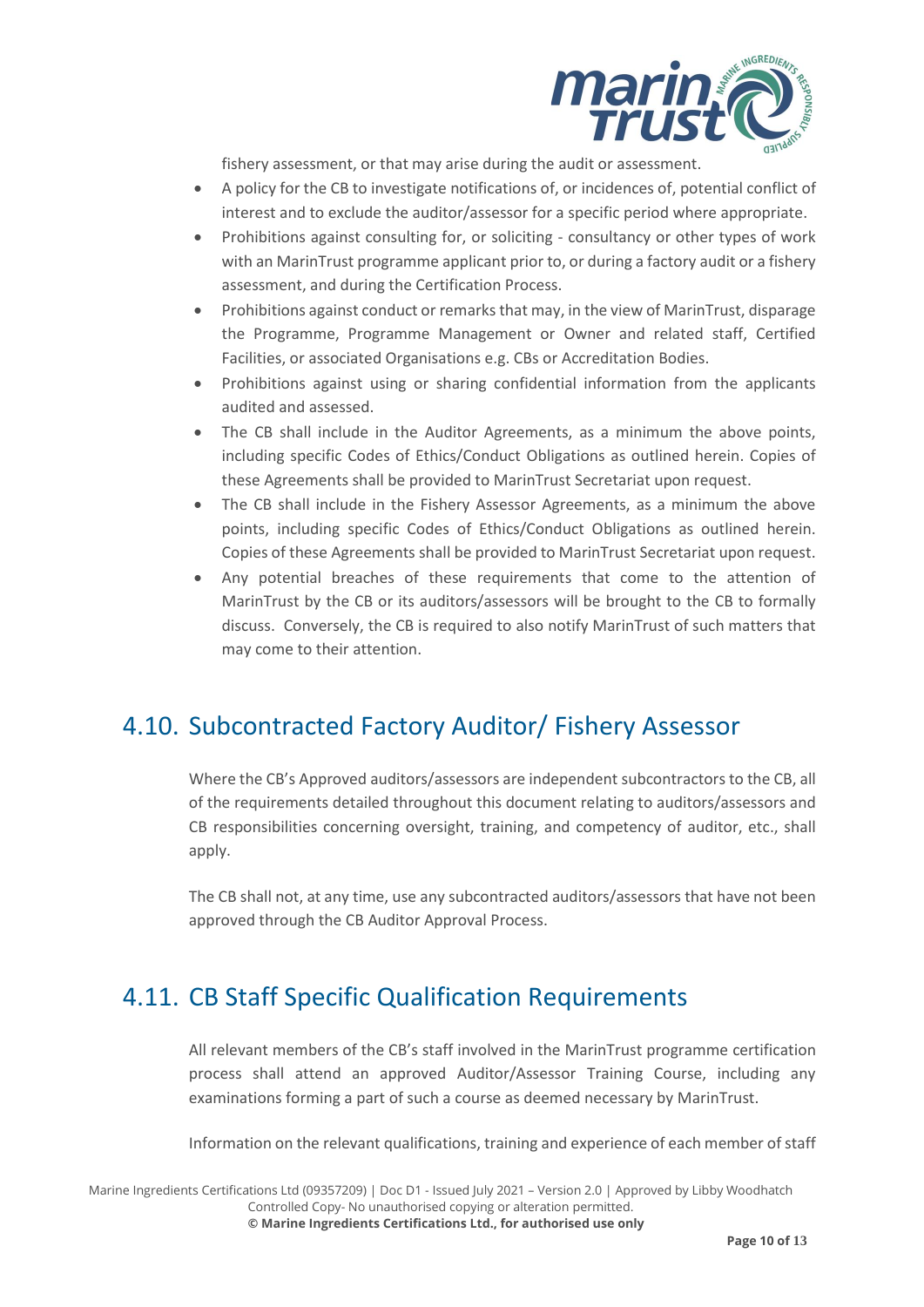fishery assessment, or that may arise during the audit or assessment.

- A policy for the CB to investigate notifications of, or incidences of, potential conflict of interest and to exclude the auditor/assessor for a specific period where appropriate.
- Prohibitions against consulting for, or soliciting - consultancy or other types of work with an MarinTrust programme applicant prior to, or during a factory audit or a fishery assessment, and during the Certification Process.
- Prohibitions against conduct or remarks that may, in the view of MarinTrust, disparage the Programme, Programme Management or Owner and related staff, Certified Facilities, or associated Organisations e.g. CBs or Accreditation Bodies.
- Prohibitions against using or sharing confidential information from the applicants audited and assessed.
- The CB shall include in the Auditor Agreements, as a minimum the above points, including specific Codes of Ethics/Conduct Obligations as outlined herein. Copies of these Agreements shall be provided to MarinTrust Secretariat upon request.
- The CB shall include in the Fishery Assessor Agreements, as a minimum the above points, including specific Codes of Ethics/Conduct Obligations as outlined herein. Copies of these Agreements shall be provided to MarinTrust Secretariat upon request.
- Any potential breaches of these requirements that come to the attention of MarinTrust by the CB or its auditors/assessors will be brought to the CB to formally discuss. Conversely, the CB is required to also notify MarinTrust of such matters that may come to their attention.

## 4.10. Subcontracted Factory Auditor/ Fishery Assessor

Where the CB's Approved auditors/assessors are independent subcontractors to the CB, all of the requirements detailed throughout this document relating to auditors/assessors and CB responsibilities concerning oversight, training, and competency of auditor, etc., shall apply.

The CB shall not, at any time, use any subcontracted auditors/assessors that have not been approved through the CB Auditor Approval Process.

## 4.11. CB Staff Specific Qualification Requirements

All relevant members of the CB's staff involved in the MarinTrust programme certification process shall attend an approved Auditor/Assessor Training Course, including any examinations forming a part of such a course as deemed necessary by MarinTrust.

Information on the relevant qualifications, training and experience of each member of staff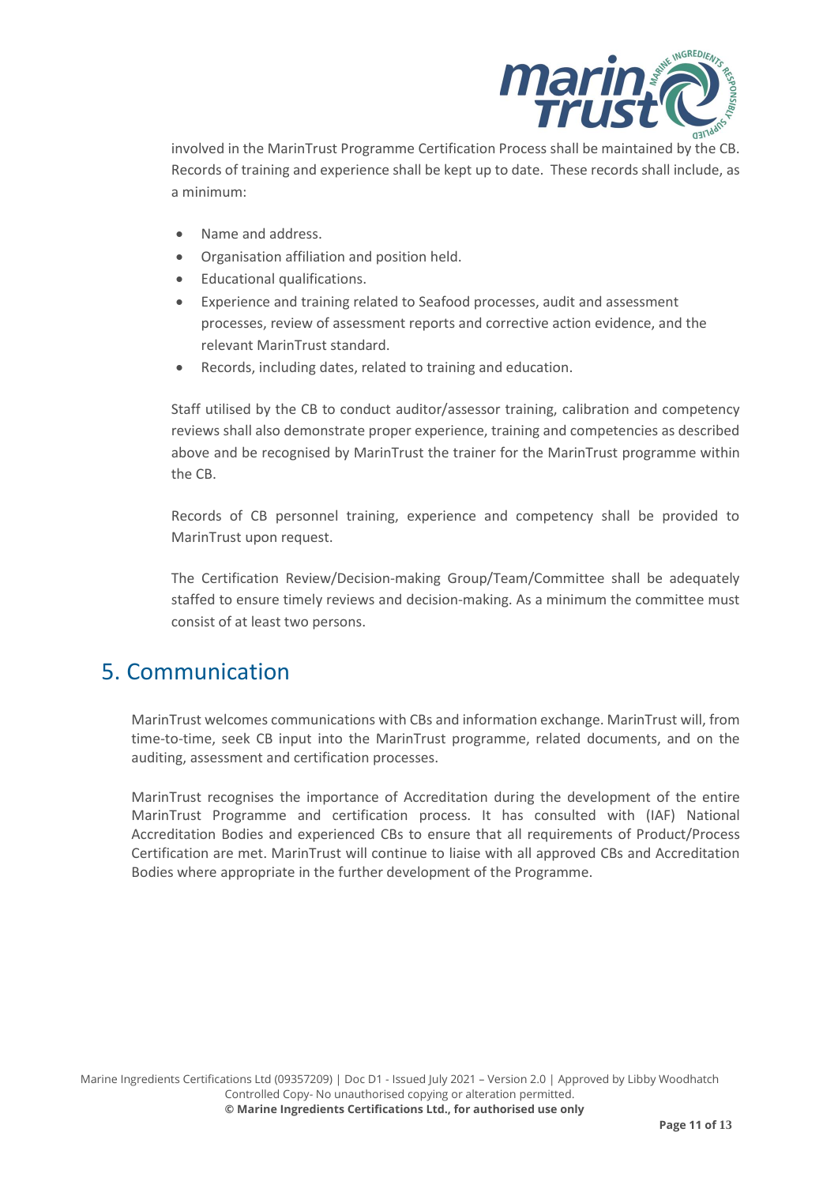involved in the MarinTrust Programme Certification Process shall be maintained by the CB. Records of training and experience shall be kept up to date. These records shall include, as a minimum:

- Name and address.
- Organisation affiliation and position held.
- Educational qualifications.
- Experience and training related to Seafood processes, audit and assessment processes, review of assessment reports and corrective action evidence, and the relevant MarinTrust standard.
- Records, including dates, related to training and education.

Staff utilised by the CB to conduct auditor/assessor training, calibration and competency reviews shall also demonstrate proper experience, training and competencies as described above and be recognised by MarinTrust the trainer for the MarinTrust programme within the CB.

Records of CB personnel training, experience and competency shall be provided to MarinTrust upon request.

The Certification Review/Decision-making Group/Team/Committee shall be adequately staffed to ensure timely reviews and decision-making. As a minimum the committee must consist of at least two persons.

# 5. Communication

MarinTrust welcomes communications with CBs and information exchange. MarinTrust will, from time-to-time, seek CB input into the MarinTrust programme, related documents, and on the auditing, assessment and certification processes.

MarinTrust recognises the importance of Accreditation during the development of the entire MarinTrust Programme and certification process. It has consulted with (IAF) National Accreditation Bodies and experienced CBs to ensure that all requirements of Product/Process Certification are met. MarinTrust will continue to liaise with all approved CBs and Accreditation Bodies where appropriate in the further development of the Programme.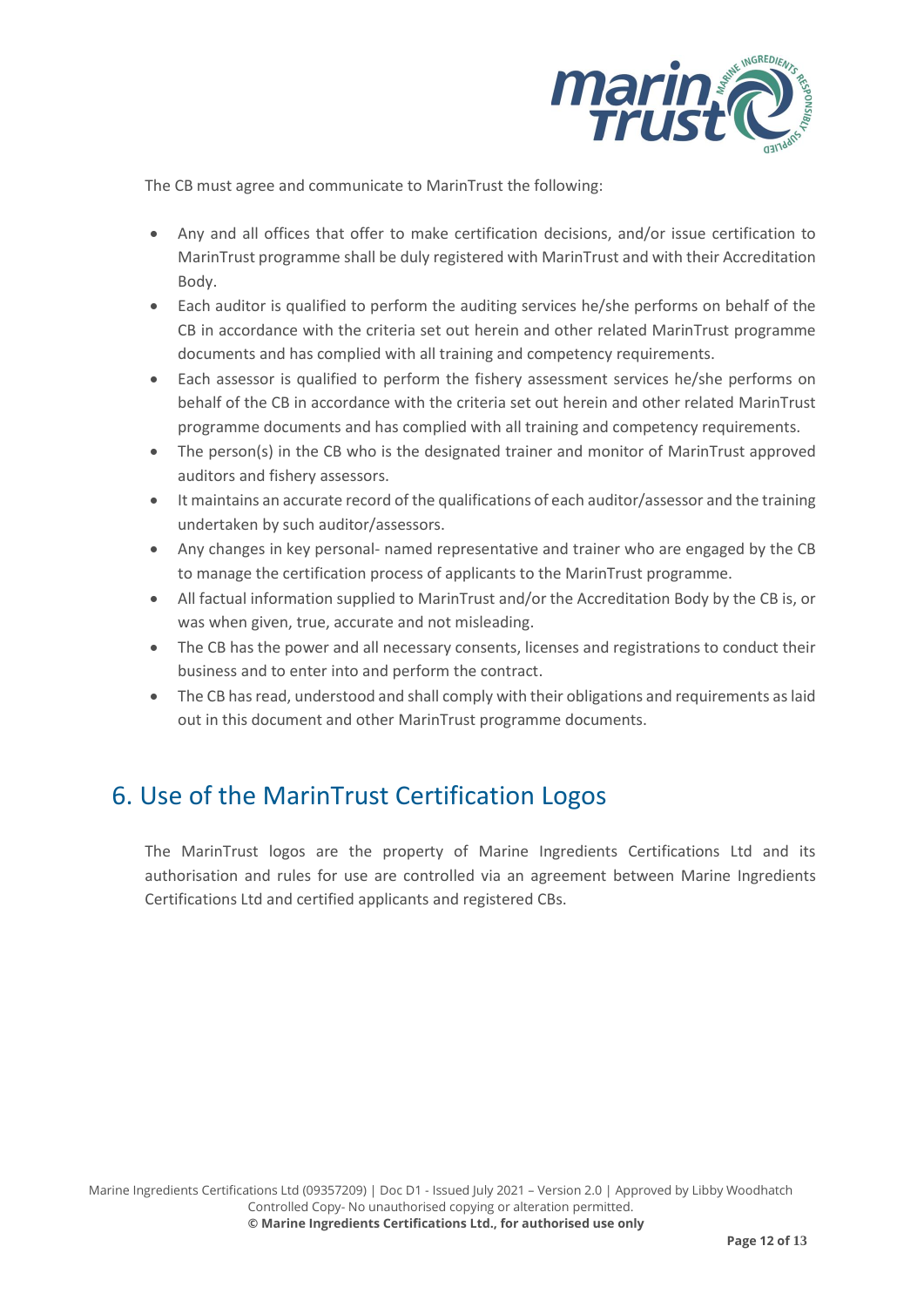The CB must agree and communicate to MarinTrust the following:

- Any and all offices that offer to make certification decisions, and/or issue certification to MarinTrust programme shall be duly registered with MarinTrust and with their Accreditation Body.
- Each auditor is qualified to perform the auditing services he/she performs on behalf of the CB in accordance with the criteria set out herein and other related MarinTrust programme documents and has complied with all training and competency requirements.
- Each assessor is qualified to perform the fishery assessment services he/she performs on behalf of the CB in accordance with the criteria set out herein and other related MarinTrust programme documents and has complied with all training and competency requirements.
- The person(s) in the CB who is the designated trainer and monitor of MarinTrust approved auditors and fishery assessors.
- It maintains an accurate record of the qualifications of each auditor/assessor and the training undertaken by such auditor/assessors.
- Any changes in key personal- named representative and trainer who are engaged by the CB to manage the certification process of applicants to the MarinTrust programme.
- All factual information supplied to MarinTrust and/or the Accreditation Body by the CB is, or was when given, true, accurate and not misleading.
- The CB has the power and all necessary consents, licenses and registrations to conduct their business and to enter into and perform the contract.
- The CB has read, understood and shall comply with their obligations and requirements as laid out in this document and other MarinTrust programme documents.

# 6. Use of the MarinTrust Certification Logos

The MarinTrust logos are the property of Marine Ingredients Certifications Ltd and its authorisation and rules for use are controlled via an agreement between Marine Ingredients Certifications Ltd and certified applicants and registered CBs.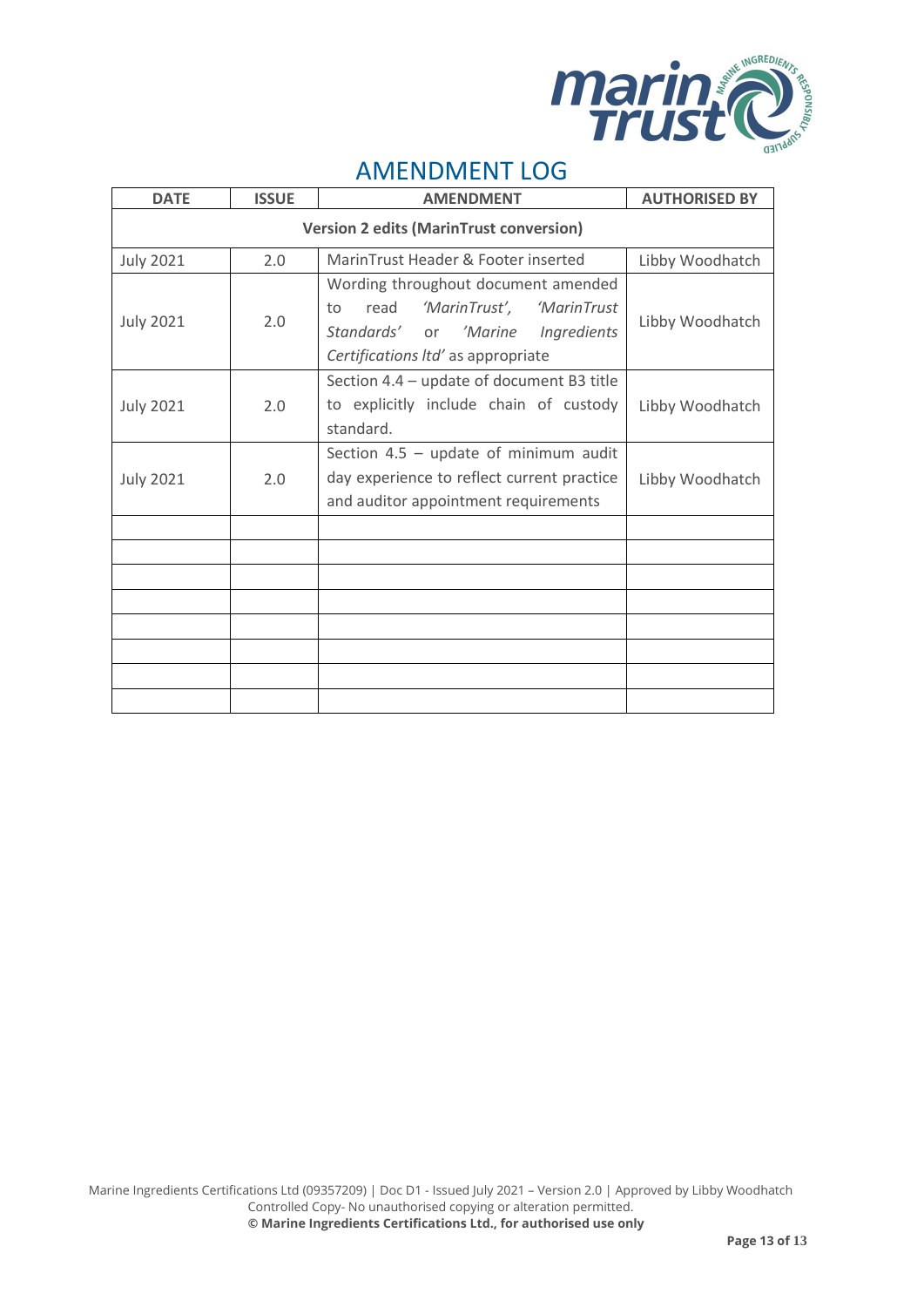# AMENDMENT LOG

| DATE | ISSUE | AMENDMENT | AUTHORISED BY |
|---|---|---|---|
| **Version 2 edits (MarinTrust conversion)** | | | |
| July 2021 | 2.0 | MarinTrust Header & Footer inserted | Libby Woodhatch |
| July 2021 | 2.0 | Wording throughout document amended to read *'MarinTrust', 'MarinTrust Standards'* or *'Marine Ingredients Certifications ltd'* as appropriate | Libby Woodhatch |
| July 2021 | 2.0 | Section 4.4 – update of document B3 title to explicitly include chain of custody standard. | Libby Woodhatch |
| July 2021 | 2.0 | Section 4.5 – update of minimum audit day experience to reflect current practice and auditor appointment requirements | Libby Woodhatch |
| | | | |
| | | | |
| | | | |
| | | | |
| | | | |
| | | | |
| | | | |
| | | | |